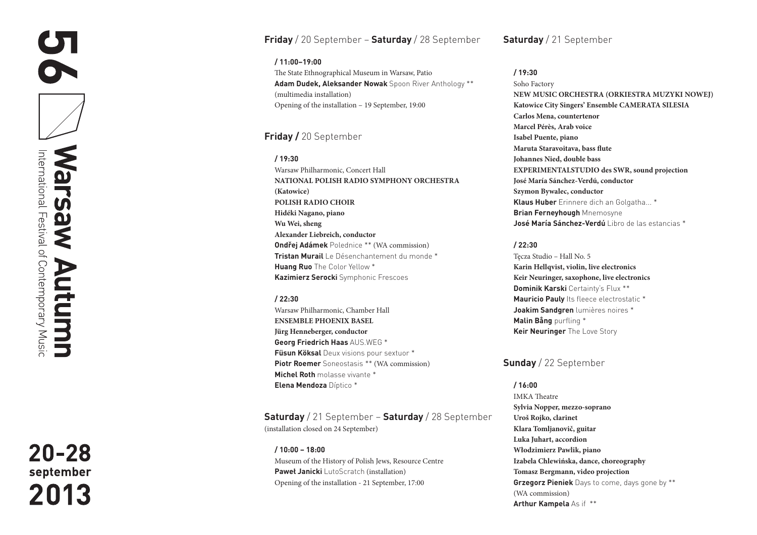# 56 Warsaw Autumn

International Festival of Contemporary Music

**20-28 september 2013**

## **Friday** / 20 September – **Saturday** / 28 September

**/ 11:00–19:00**

The State Ethnographical Museum in Warsaw, Patio
**Adam Dudek, Aleksander Nowak** Spoon River Anthology **
(multimedia installation)
Opening of the installation – 19 September, 19:00

## **Friday /** 20 September

**/ 19:30**

Warsaw Philharmonic, Concert Hall
**NATIONAL POLISH RADIO SYMPHONY ORCHESTRA (Katowice)**
**POLISH RADIO CHOIR**
**Hidéki Nagano, piano**
**Wu Wei, sheng**
**Alexander Liebreich, conductor**
**Ondřej Adámek** Polednice ** (WA commission)
**Tristan Murail** Le Désenchantement du monde *
**Huang Ruo** The Color Yellow *
**Kazimierz Serocki** Symphonic Frescoes

**/ 22:30**

Warsaw Philharmonic, Chamber Hall
**ENSEMBLE PHOENIX BASEL**
**Jürg Henneberger, conductor**
**Georg Friedrich Haas** AUS.WEG *
**Füsun Köksal** Deux visions pour sextuor *
**Piotr Roemer** Soneostasis ** (WA commission)
**Michel Roth** molasse vivante *
**Elena Mendoza** Díptico *

## **Saturday** / 21 September – **Saturday** / 28 September

(installation closed on 24 September)

**/ 10:00 – 18:00**

Museum of the History of Polish Jews, Resource Centre
**Paweł Janicki** LutoScratch (installation)
Opening of the installation - 21 September, 17:00

## **Saturday** / 21 September

**/ 19:30**

Soho Factory
**NEW MUSIC ORCHESTRA (ORKIESTRA MUZYKI NOWEJ)**
**Katowice City Singers' Ensemble CAMERATA SILESIA**
**Carlos Mena, countertenor**
**Marcel Pérès, Arab voice**
**Isabel Puente, piano**
**Maruta Staravoitava, bass flute**
**Johannes Nied, double bass**
**EXPERIMENTALSTUDIO des SWR, sound projection**
**José María Sánchez-Verdú, conductor**
**Szymon Bywalec, conductor**
**Klaus Huber** Erinnere dich an Golgatha... *
**Brian Ferneyhough** Mnemosyne
**José María Sánchez-Verdú** Libro de las estancias *

**/ 22:30**

Tęcza Studio – Hall No. 5
**Karin Hellqvist, violin, live electronics**
**Keir Neuringer, saxophone, live electronics**
**Dominik Karski** Certainty's Flux **
**Mauricio Pauly** Its fleece electrostatic *
**Joakim Sandgren** lumières noires *
**Malin Bång** purfling *
**Keir Neuringer** The Love Story

## **Sunday** / 22 September

**/ 16:00**

IMKA Theatre
**Sylvia Nopper, mezzo-soprano**
**Uroš Rojko, clarinet**
**Klara Tomljanovič, guitar**
**Luka Juhart, accordion**
**Włodzimierz Pawlik, piano**
**Izabela Chlewińska, dance, choreography**
**Tomasz Bergmann, video projection**
**Grzegorz Pieniek** Days to come, days gone by **
(WA commission)
**Arthur Kampela** As if **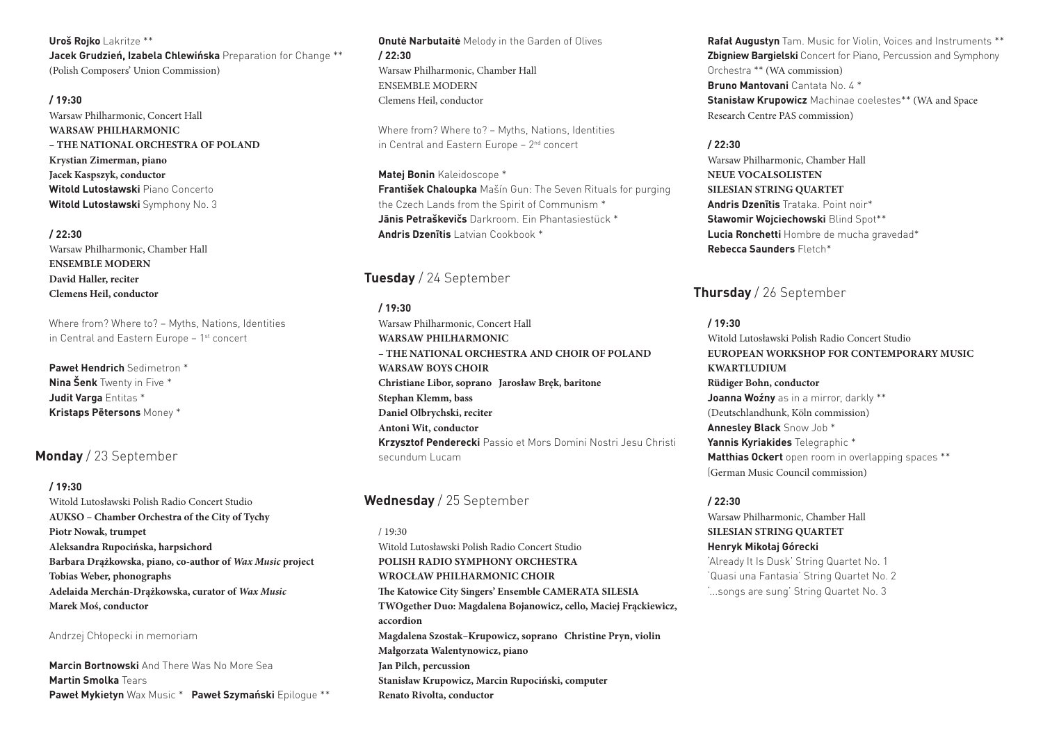**Uroš Rojko** Lakritze **
**Jacek Grudzień, Izabela Chlewińska** Preparation for Change **
(Polish Composers' Union Commission)

**/ 19:30**
Warsaw Philharmonic, Concert Hall
**WARSAW PHILHARMONIC**
**– THE NATIONAL ORCHESTRA OF POLAND**
**Krystian Zimerman, piano**
**Jacek Kaspszyk, conductor**
**Witold Lutosławski** Piano Concerto
**Witold Lutosławski** Symphony No. 3

**/ 22:30**
Warsaw Philharmonic, Chamber Hall
**ENSEMBLE MODERN**
**David Haller, reciter**
**Clemens Heil, conductor**

Where from? Where to? – Myths, Nations, Identities in Central and Eastern Europe – 1st concert

**Paweł Hendrich** Sedimetron *
**Nina Šenk** Twenty in Five *
**Judit Varga** Entitas *
**Kristaps Pētersons** Money *

## **Monday** / 23 September

**/ 19:30**
Witold Lutosławski Polish Radio Concert Studio
**AUKSO – Chamber Orchestra of the City of Tychy**
**Piotr Nowak, trumpet**
**Aleksandra Rupocińska, harpsichord**
**Barbara Drążkowska, piano, co-author of *Wax Music* project**
**Tobias Weber, phonographs**
**Adelaida Merchán-Drążkowska, curator of *Wax Music***
**Marek Moś, conductor**

Andrzej Chłopecki in memoriam

**Marcin Bortnowski** And There Was No More Sea
**Martin Smolka** Tears
**Paweł Mykietyn** Wax Music * **Paweł Szymański** Epilogue **
**Onutė Narbutaitė** Melody in the Garden of Olives

**/ 22:30**
Warsaw Philharmonic, Chamber Hall
ENSEMBLE MODERN
Clemens Heil, conductor

Where from? Where to? – Myths, Nations, Identities in Central and Eastern Europe – 2nd concert

**Matej Bonin** Kaleidoscope *
**František Chaloupka** Mašín Gun: The Seven Rituals for purging the Czech Lands from the Spirit of Communism *
**Jānis Petraškevičs** Darkroom. Ein Phantasiestück *
**Andris Dzenītis** Latvian Cookbook *

## **Tuesday** / 24 September

**/ 19:30**
Warsaw Philharmonic, Concert Hall
**WARSAW PHILHARMONIC**
**– THE NATIONAL ORCHESTRA AND CHOIR OF POLAND**
**WARSAW BOYS CHOIR**
**Christiane Libor, soprano Jarosław Bręk, baritone**
**Stephan Klemm, bass**
**Daniel Olbrychski, reciter**
**Antoni Wit, conductor**
**Krzysztof Penderecki** Passio et Mors Domini Nostri Jesu Christi secundum Lucam

## **Wednesday** / 25 September

/ 19:30
Witold Lutosławski Polish Radio Concert Studio
**POLISH RADIO SYMPHONY ORCHESTRA**
**WROCŁAW PHILHARMONIC CHOIR**
**The Katowice City Singers' Ensemble CAMERATA SILESIA**
**TWOgether Duo: Magdalena Bojanowicz, cello, Maciej Frąckiewicz, accordion**
**Magdalena Szostak–Krupowicz, soprano Christine Pryn, violin**
**Małgorzata Walentynowicz, piano**
**Jan Pilch, percussion**
**Stanisław Krupowicz, Marcin Rupociński, computer**
**Renato Rivolta, conductor**

**Rafał Augustyn** Tam. Music for Violin, Voices and Instruments **
**Zbigniew Bargielski** Concert for Piano, Percussion and Symphony Orchestra ** (WA commission)
**Bruno Mantovani** Cantata No. 4 *
**Stanisław Krupowicz** Machinae coelestes** (WA and Space Research Centre PAS commission)

**/ 22:30**
Warsaw Philharmonic, Chamber Hall
**NEUE VOCALSOLISTEN**
**SILESIAN STRING QUARTET**
**Andris Dzenītis** Trataka. Point noir*
**Sławomir Wojciechowski** Blind Spot**
**Lucia Ronchetti** Hombre de mucha gravedad*
**Rebecca Saunders** Fletch*

## **Thursday** / 26 September

**/ 19:30**
Witold Lutosławski Polish Radio Concert Studio
**EUROPEAN WORKSHOP FOR CONTEMPORARY MUSIC**
**KWARTLUDIUM**
**Rüdiger Bohn, conductor**
**Joanna Woźny** as in a mirror, darkly **
(Deutschlandhunk, Köln commission)
**Annesley Black** Snow Job *
**Yannis Kyriakides** Telegraphic *
**Matthias Ockert** open room in overlapping spaces **
(German Music Council commission)

**/ 22:30**
Warsaw Philharmonic, Chamber Hall
**SILESIAN STRING QUARTET**
**Henryk Mikołaj Górecki**
'Already It Is Dusk' String Quartet No. 1
'Quasi una Fantasia' String Quartet No. 2
'...songs are sung' String Quartet No. 3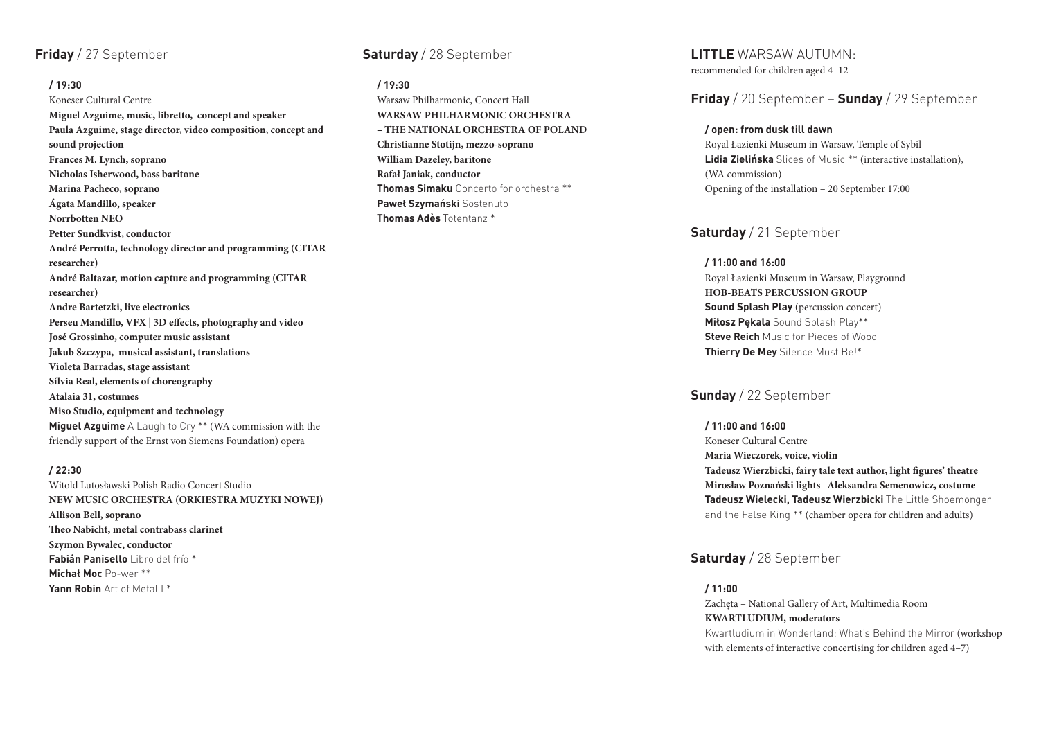## **Friday** / 27 September

**/ 19:30**

Koneser Cultural Centre
**Miguel Azguime, music, libretto, concept and speaker**
**Paula Azguime, stage director, video composition, concept and sound projection**
**Frances M. Lynch, soprano**
**Nicholas Isherwood, bass baritone**
**Marina Pacheco, soprano**
**Ágata Mandillo, speaker**
**Norrbotten NEO**
**Petter Sundkvist, conductor**
**André Perrotta, technology director and programming (CITAR researcher)**
**André Baltazar, motion capture and programming (CITAR researcher)**
**Andre Bartetzki, live electronics**
**Perseu Mandillo, VFX | 3D effects, photography and video**
**José Grossinho, computer music assistant**
**Jakub Szczypa, musical assistant, translations**
**Violeta Barradas, stage assistant**
**Sílvia Real, elements of choreography**
**Atalaia 31, costumes**
**Miso Studio, equipment and technology**
**Miguel Azguime** A Laugh to Cry ** (WA commission with the friendly support of the Ernst von Siemens Foundation) opera

**/ 22:30**

Witold Lutosławski Polish Radio Concert Studio
**NEW MUSIC ORCHESTRA (ORKIESTRA MUZYKI NOWEJ)**
**Allison Bell, soprano**
**Theo Nabicht, metal contrabass clarinet**
**Szymon Bywalec, conductor**
**Fabián Panisello** Libro del frío *
**Michał Moc** Po-wer **
**Yann Robin** Art of Metal I *

## **Saturday** / 28 September

**/ 19:30**

Warsaw Philharmonic, Concert Hall
**WARSAW PHILHARMONIC ORCHESTRA – THE NATIONAL ORCHESTRA OF POLAND**
**Christianne Stotijn, mezzo-soprano**
**William Dazeley, baritone**
**Rafał Janiak, conductor**
**Thomas Simaku** Concerto for orchestra **
**Paweł Szymański** Sostenuto
**Thomas Adès** Totentanz *

## **LITTLE** WARSAW AUTUMN:

recommended for children aged 4–12

## **Friday** / 20 September – **Sunday** / 29 September

**/ open: from dusk till dawn**

Royal Łazienki Museum in Warsaw, Temple of Sybil
**Lidia Zielińska** Slices of Music ** (interactive installation), (WA commission)
Opening of the installation – 20 September 17:00

## **Saturday** / 21 September

**/ 11:00 and 16:00**

Royal Łazienki Museum in Warsaw, Playground
**HOB-BEATS PERCUSSION GROUP**
**Sound Splash Play** (percussion concert)
**Miłosz Pękala** Sound Splash Play**
**Steve Reich** Music for Pieces of Wood
**Thierry De Mey** Silence Must Be!*

## **Sunday** / 22 September

**/ 11:00 and 16:00**

Koneser Cultural Centre
**Maria Wieczorek, voice, violin**
**Tadeusz Wierzbicki, fairy tale text author, light figures' theatre**
**Mirosław Poznański lights Aleksandra Semenowicz, costume**
**Tadeusz Wielecki, Tadeusz Wierzbicki** The Little Shoemonger and the False King ** (chamber opera for children and adults)

## **Saturday** / 28 September

**/ 11:00**

Zachęta – National Gallery of Art, Multimedia Room
**KWARTLUDIUM, moderators**
Kwartludium in Wonderland: What's Behind the Mirror (workshop with elements of interactive concertising for children aged 4–7)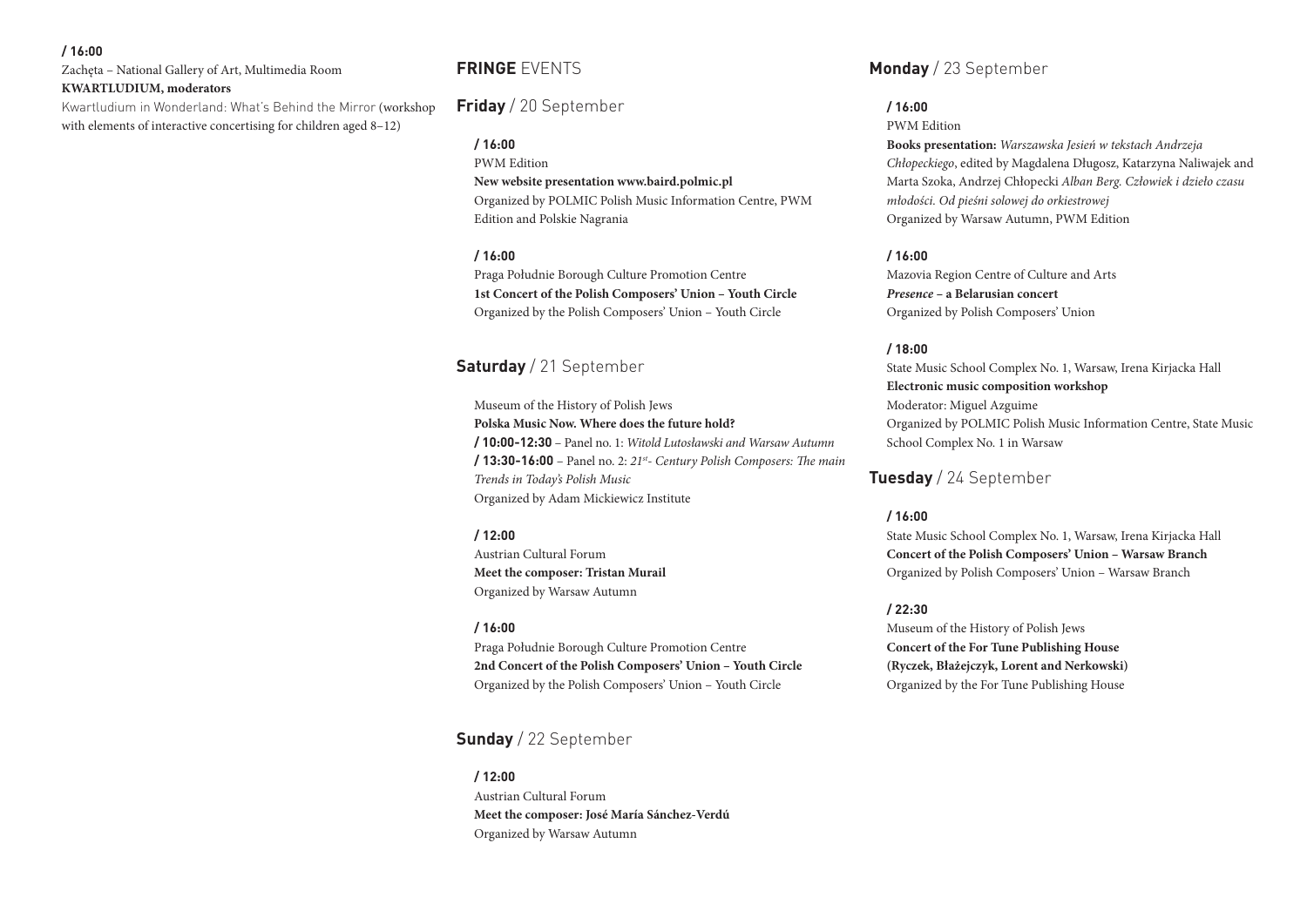**/ 16:00**

Zachęta – National Gallery of Art, Multimedia Room
**KWARTLUDIUM, moderators**
Kwartludium in Wonderland: What's Behind the Mirror (workshop with elements of interactive concertising for children aged 8–12)

## **FRINGE** EVENTS

### **Friday** / 20 September

**/ 16:00**
PWM Edition
**New website presentation www.baird.polmic.pl**
Organized by POLMIC Polish Music Information Centre, PWM Edition and Polskie Nagrania

**/ 16:00**
Praga Południe Borough Culture Promotion Centre
**1st Concert of the Polish Composers' Union – Youth Circle**
Organized by the Polish Composers' Union – Youth Circle

### **Saturday** / 21 September

Museum of the History of Polish Jews
**Polska Music Now. Where does the future hold?**
**/ 10:00-12:30** – Panel no. 1: *Witold Lutosławski and Warsaw Autumn*
**/ 13:30-16:00** – Panel no. 2: *21st- Century Polish Composers: The main Trends in Today's Polish Music*
Organized by Adam Mickiewicz Institute

**/ 12:00**
Austrian Cultural Forum
**Meet the composer: Tristan Murail**
Organized by Warsaw Autumn

**/ 16:00**
Praga Południe Borough Culture Promotion Centre
**2nd Concert of the Polish Composers' Union – Youth Circle**
Organized by the Polish Composers' Union – Youth Circle

### **Sunday** / 22 September

**/ 12:00**
Austrian Cultural Forum
**Meet the composer: José María Sánchez-Verdú**
Organized by Warsaw Autumn

### **Monday** / 23 September

**/ 16:00**
PWM Edition
**Books presentation:** *Warszawska Jesień w tekstach Andrzeja Chłopeckiego*, edited by Magdalena Długosz, Katarzyna Naliwajek and Marta Szoka, Andrzej Chłopecki *Alban Berg. Człowiek i dzieło czasu młodości. Od pieśni solowej do orkiestrowej*
Organized by Warsaw Autumn, PWM Edition

**/ 16:00**
Mazovia Region Centre of Culture and Arts
***Presence* – a Belarusian concert**
Organized by Polish Composers' Union

**/ 18:00**
State Music School Complex No. 1, Warsaw, Irena Kirjacka Hall
**Electronic music composition workshop**
Moderator: Miguel Azguime
Organized by POLMIC Polish Music Information Centre, State Music School Complex No. 1 in Warsaw

### **Tuesday** / 24 September

**/ 16:00**
State Music School Complex No. 1, Warsaw, Irena Kirjacka Hall
**Concert of the Polish Composers' Union – Warsaw Branch**
Organized by Polish Composers' Union – Warsaw Branch

**/ 22:30**
Museum of the History of Polish Jews
**Concert of the For Tune Publishing House (Ryczek, Błażejczyk, Lorent and Nerkowski)**
Organized by the For Tune Publishing House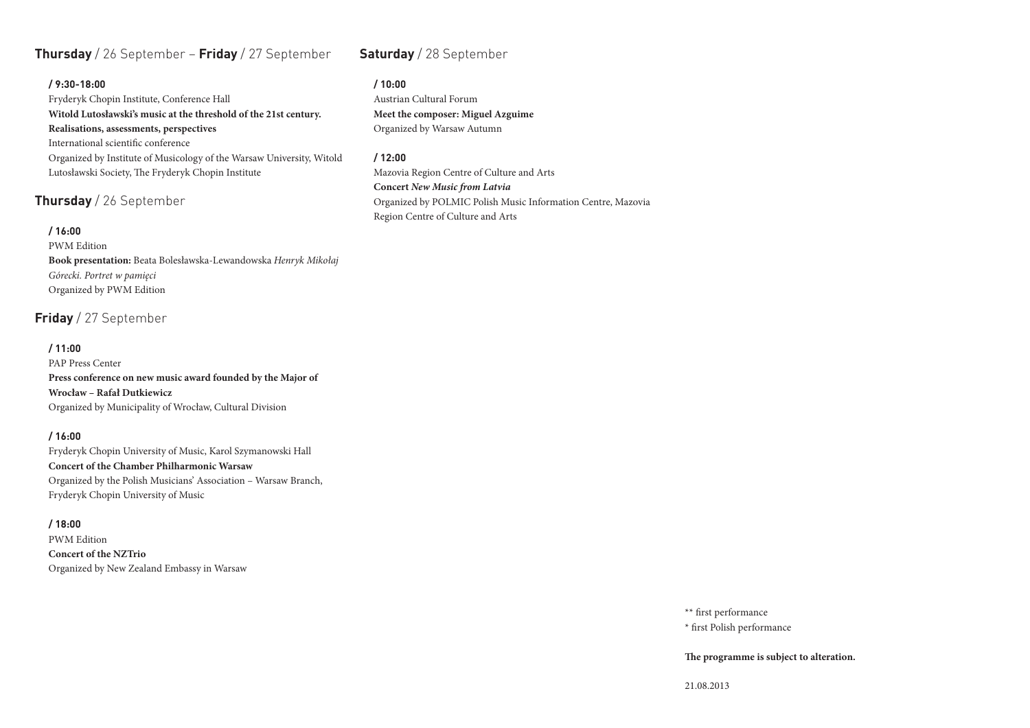## **Thursday** / 26 September – **Friday** / 27 September

**/ 9:30-18:00**

Fryderyk Chopin Institute, Conference Hall
**Witold Lutosławski's music at the threshold of the 21st century. Realisations, assessments, perspectives**
International scientific conference
Organized by Institute of Musicology of the Warsaw University, Witold Lutosławski Society, The Fryderyk Chopin Institute

## **Thursday** / 26 September

**/ 16:00**

PWM Edition
**Book presentation:** Beata Bolesławska-Lewandowska *Henryk Mikołaj Górecki. Portret w pamięci*
Organized by PWM Edition

## **Friday** / 27 September

**/ 11:00**

PAP Press Center
**Press conference on new music award founded by the Major of Wrocław – Rafał Dutkiewicz**
Organized by Municipality of Wrocław, Cultural Division

**/ 16:00**

Fryderyk Chopin University of Music, Karol Szymanowski Hall
**Concert of the Chamber Philharmonic Warsaw**
Organized by the Polish Musicians' Association – Warsaw Branch, Fryderyk Chopin University of Music

**/ 18:00**

PWM Edition
**Concert of the NZTrio**
Organized by New Zealand Embassy in Warsaw

## **Saturday** / 28 September

**/ 10:00**

Austrian Cultural Forum
**Meet the composer: Miguel Azguime**
Organized by Warsaw Autumn

**/ 12:00**

Mazovia Region Centre of Culture and Arts
**Concert *New Music from Latvia***
Organized by POLMIC Polish Music Information Centre, Mazovia Region Centre of Culture and Arts

** first performance
* first Polish performance

**The programme is subject to alteration.**

21.08.2013